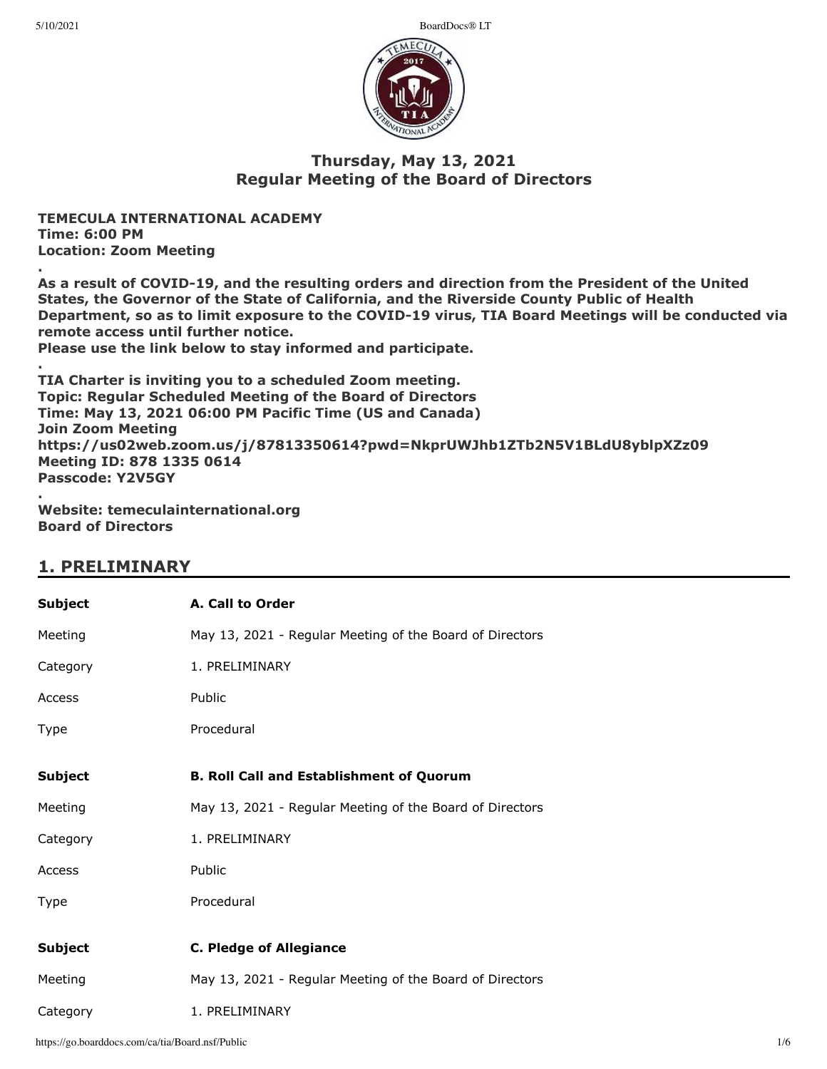## Thursday, May 13, 2021
## Regular Meeting of the Board of Directors

**TEMECULA INTERNATIONAL ACADEMY**
**Time: 6:00 PM**
**Location: Zoom Meeting**
**.**
**As a result of COVID-19, and the resulting orders and direction from the President of the United States, the Governor of the State of California, and the Riverside County Public of Health Department, so as to limit exposure to the COVID-19 virus, TIA Board Meetings will be conducted via remote access until further notice.**
**Please use the link below to stay informed and participate.**
**.**
**TIA Charter is inviting you to a scheduled Zoom meeting.**
**Topic: Regular Scheduled Meeting of the Board of Directors**
**Time: May 13, 2021 06:00 PM Pacific Time (US and Canada)**
**Join Zoom Meeting**
**https://us02web.zoom.us/j/87813350614?pwd=NkprUWJhb1ZTb2N5V1BLdU8yblpXZz09**
**Meeting ID: 878 1335 0614**
**Passcode: Y2V5GY**
**.**
**Website: temeculainternational.org**
**Board of Directors**

## 1. PRELIMINARY

| **Subject** | **A. Call to Order** |
|---|---|
| Meeting | May 13, 2021 - Regular Meeting of the Board of Directors |
| Category | 1. PRELIMINARY |
| Access | Public |
| Type | Procedural |

| **Subject** | **B. Roll Call and Establishment of Quorum** |
|---|---|
| Meeting | May 13, 2021 - Regular Meeting of the Board of Directors |
| Category | 1. PRELIMINARY |
| Access | Public |
| Type | Procedural |

| **Subject** | **C. Pledge of Allegiance** |
|---|---|
| Meeting | May 13, 2021 - Regular Meeting of the Board of Directors |
| Category | 1. PRELIMINARY |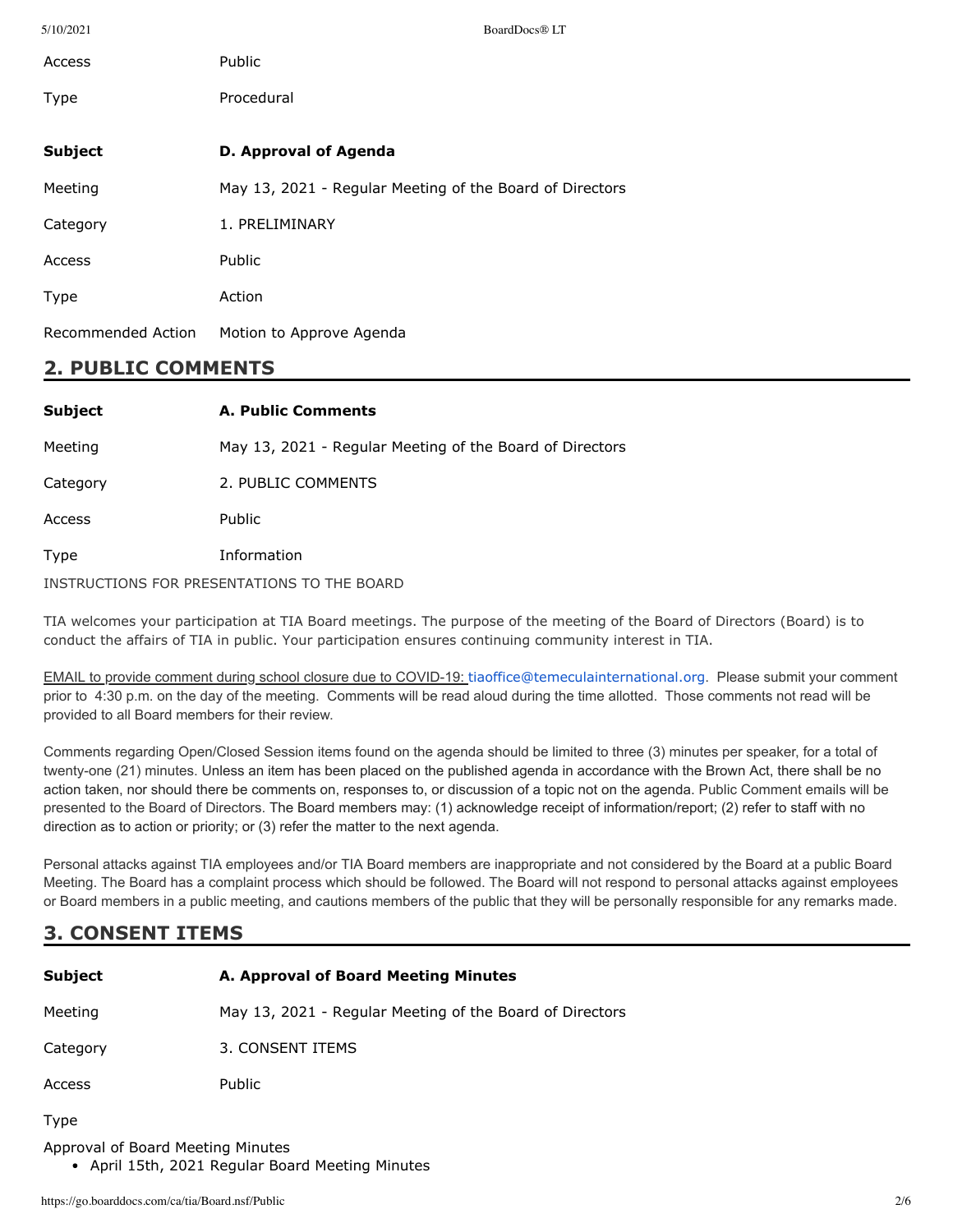| | |
|---|---|
| Access | Public |
| Type | Procedural |

| | |
|---|---|
| **Subject** | **D. Approval of Agenda** |
| Meeting | May 13, 2021 - Regular Meeting of the Board of Directors |
| Category | 1. PRELIMINARY |
| Access | Public |
| Type | Action |
| Recommended Action | Motion to Approve Agenda |

## 2. PUBLIC COMMENTS

| | |
|---|---|
| **Subject** | **A. Public Comments** |
| Meeting | May 13, 2021 - Regular Meeting of the Board of Directors |
| Category | 2. PUBLIC COMMENTS |
| Access | Public |
| Type | Information |

INSTRUCTIONS FOR PRESENTATIONS TO THE BOARD

TIA welcomes your participation at TIA Board meetings. The purpose of the meeting of the Board of Directors (Board) is to conduct the affairs of TIA in public. Your participation ensures continuing community interest in TIA.

EMAIL to provide comment during school closure due to COVID-19: tiaoffice@temeculainternational.org. Please submit your comment prior to 4:30 p.m. on the day of the meeting. Comments will be read aloud during the time allotted. Those comments not read will be provided to all Board members for their review.

Comments regarding Open/Closed Session items found on the agenda should be limited to three (3) minutes per speaker, for a total of twenty-one (21) minutes. Unless an item has been placed on the published agenda in accordance with the Brown Act, there shall be no action taken, nor should there be comments on, responses to, or discussion of a topic not on the agenda. Public Comment emails will be presented to the Board of Directors. The Board members may: (1) acknowledge receipt of information/report; (2) refer to staff with no direction as to action or priority; or (3) refer the matter to the next agenda.

Personal attacks against TIA employees and/or TIA Board members are inappropriate and not considered by the Board at a public Board Meeting. The Board has a complaint process which should be followed. The Board will not respond to personal attacks against employees or Board members in a public meeting, and cautions members of the public that they will be personally responsible for any remarks made.

## 3. CONSENT ITEMS

| | |
|---|---|
| **Subject** | **A. Approval of Board Meeting Minutes** |
| Meeting | May 13, 2021 - Regular Meeting of the Board of Directors |
| Category | 3. CONSENT ITEMS |
| Access | Public |
| Type | |

Approval of Board Meeting Minutes

- April 15th, 2021 Regular Board Meeting Minutes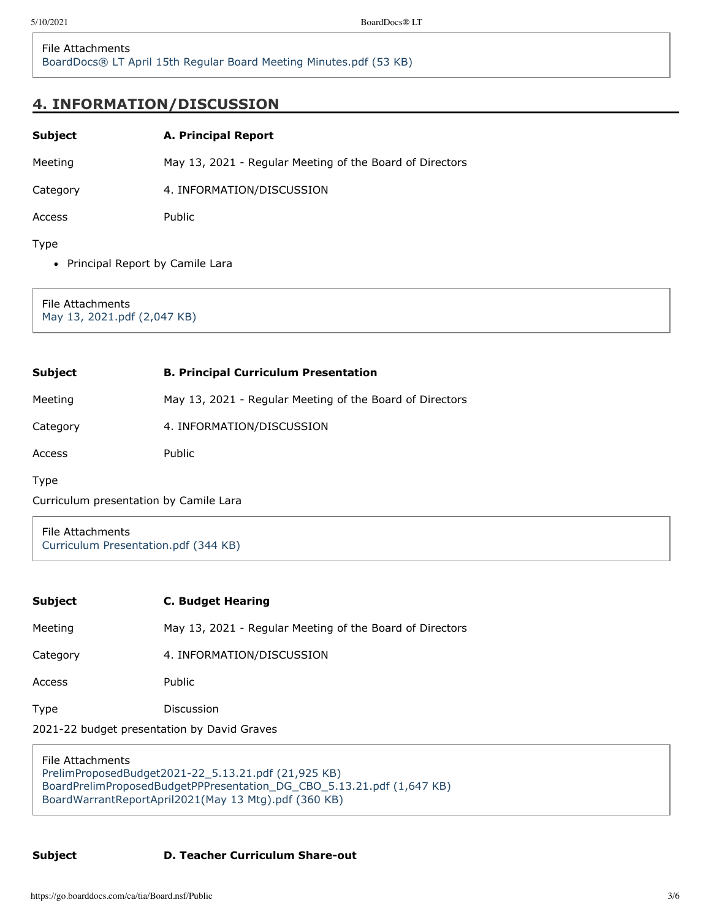File Attachments
BoardDocs® LT April 15th Regular Board Meeting Minutes.pdf (53 KB)

## 4. INFORMATION/DISCUSSION

**Subject** **A. Principal Report**

Meeting May 13, 2021 - Regular Meeting of the Board of Directors

Category 4. INFORMATION/DISCUSSION

Access Public

Type

- Principal Report by Camile Lara

File Attachments
May 13, 2021.pdf (2,047 KB)

**Subject** **B. Principal Curriculum Presentation**

Meeting May 13, 2021 - Regular Meeting of the Board of Directors

Category 4. INFORMATION/DISCUSSION

Access Public

Type

Curriculum presentation by Camile Lara

File Attachments
Curriculum Presentation.pdf (344 KB)

**Subject** **C. Budget Hearing**

Meeting May 13, 2021 - Regular Meeting of the Board of Directors

Category 4. INFORMATION/DISCUSSION

Access Public

Type Discussion

2021-22 budget presentation by David Graves

File Attachments
PrelimProposedBudget2021-22_5.13.21.pdf (21,925 KB)
BoardPrelimProposedBudgetPPPresentation_DG_CBO_5.13.21.pdf (1,647 KB)
BoardWarrantReportApril2021(May 13 Mtg).pdf (360 KB)

**Subject** **D. Teacher Curriculum Share-out**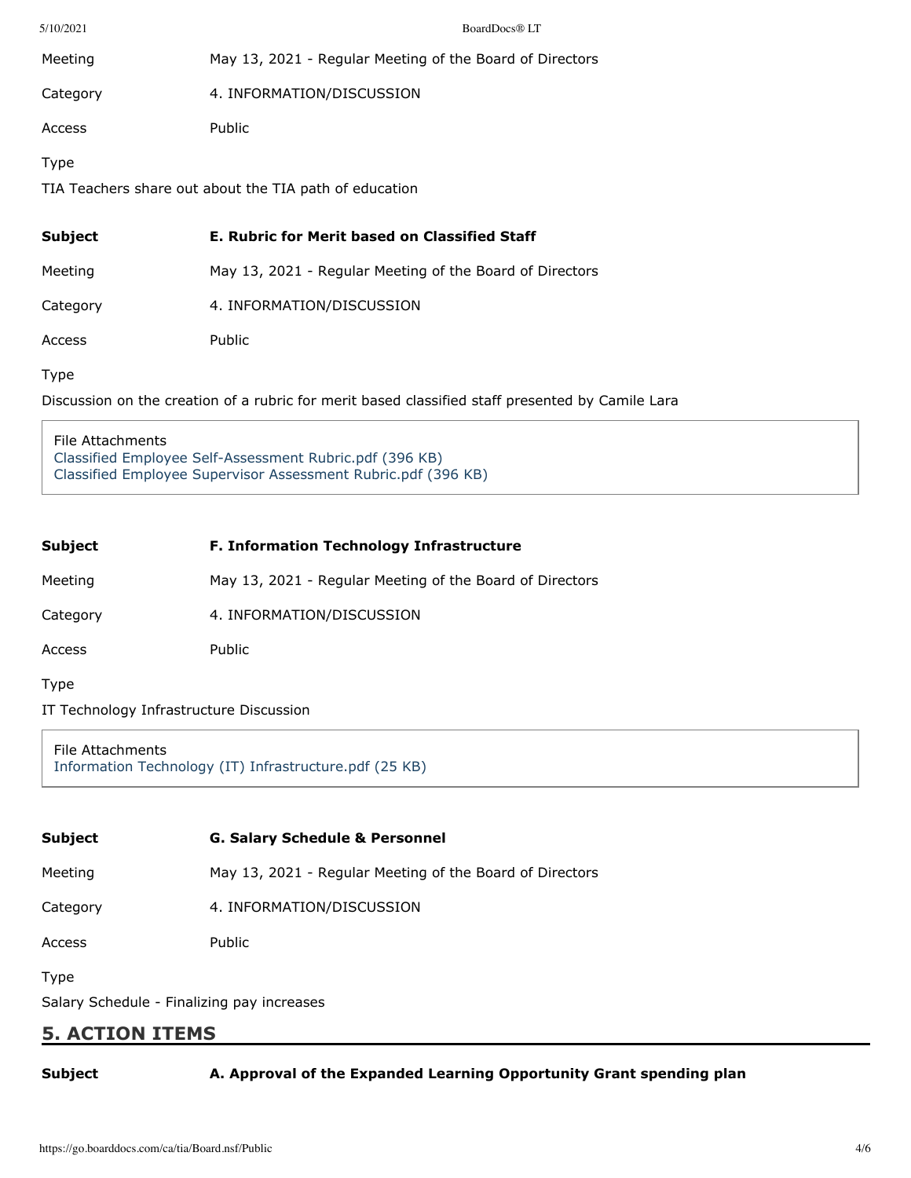| | |
|---|---|
| Meeting | May 13, 2021 - Regular Meeting of the Board of Directors |
| Category | 4. INFORMATION/DISCUSSION |
| Access | Public |

Type

TIA Teachers share out about the TIA path of education

| | |
|---|---|
| **Subject** | **E. Rubric for Merit based on Classified Staff** |
| Meeting | May 13, 2021 - Regular Meeting of the Board of Directors |
| Category | 4. INFORMATION/DISCUSSION |
| Access | Public |

Type

Discussion on the creation of a rubric for merit based classified staff presented by Camile Lara

File Attachments
Classified Employee Self-Assessment Rubric.pdf (396 KB)
Classified Employee Supervisor Assessment Rubric.pdf (396 KB)

| | |
|---|---|
| **Subject** | **F. Information Technology Infrastructure** |
| Meeting | May 13, 2021 - Regular Meeting of the Board of Directors |
| Category | 4. INFORMATION/DISCUSSION |
| Access | Public |

Type

IT Technology Infrastructure Discussion

File Attachments
Information Technology (IT) Infrastructure.pdf (25 KB)

| | |
|---|---|
| **Subject** | **G. Salary Schedule & Personnel** |
| Meeting | May 13, 2021 - Regular Meeting of the Board of Directors |
| Category | 4. INFORMATION/DISCUSSION |
| Access | Public |

Type

Salary Schedule - Finalizing pay increases

## 5. ACTION ITEMS

| | |
|---|---|
| **Subject** | **A. Approval of the Expanded Learning Opportunity Grant spending plan** |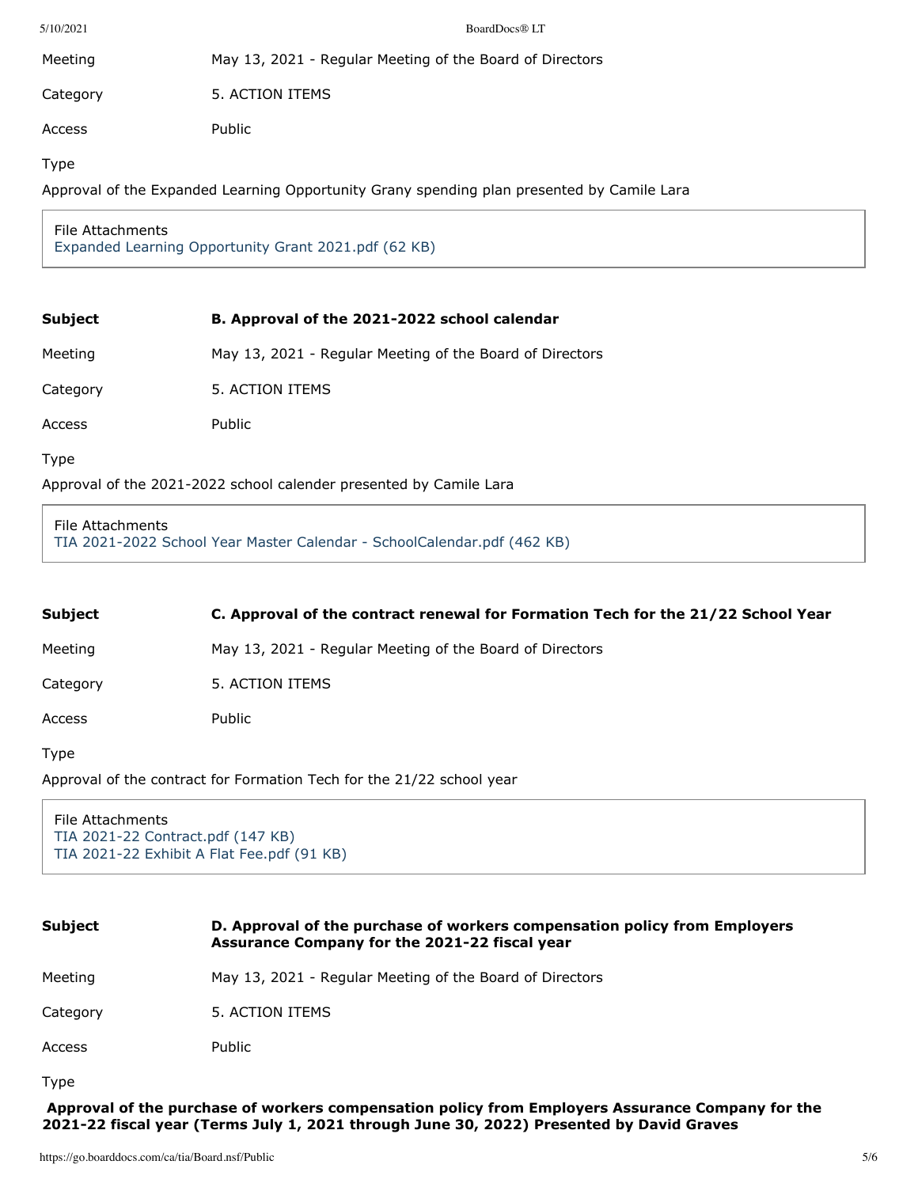| | |
|---|---|
| Meeting | May 13, 2021 - Regular Meeting of the Board of Directors |
| Category | 5. ACTION ITEMS |
| Access | Public |

Type

Approval of the Expanded Learning Opportunity Grany spending plan presented by Camile Lara

File Attachments
Expanded Learning Opportunity Grant 2021.pdf (62 KB)

| | |
|---|---|
| **Subject** | **B. Approval of the 2021-2022 school calendar** |
| Meeting | May 13, 2021 - Regular Meeting of the Board of Directors |
| Category | 5. ACTION ITEMS |
| Access | Public |

Type

Approval of the 2021-2022 school calender presented by Camile Lara

File Attachments
TIA 2021-2022 School Year Master Calendar - SchoolCalendar.pdf (462 KB)

| | |
|---|---|
| **Subject** | **C. Approval of the contract renewal for Formation Tech for the 21/22 School Year** |
| Meeting | May 13, 2021 - Regular Meeting of the Board of Directors |
| Category | 5. ACTION ITEMS |
| Access | Public |

Type

Approval of the contract for Formation Tech for the 21/22 school year

File Attachments
TIA 2021-22 Contract.pdf (147 KB)
TIA 2021-22 Exhibit A Flat Fee.pdf (91 KB)

| | |
|---|---|
| **Subject** | **D. Approval of the purchase of workers compensation policy from Employers Assurance Company for the 2021-22 fiscal year** |
| Meeting | May 13, 2021 - Regular Meeting of the Board of Directors |
| Category | 5. ACTION ITEMS |
| Access | Public |

Type

**Approval of the purchase of workers compensation policy from Employers Assurance Company for the 2021-22 fiscal year (Terms July 1, 2021 through June 30, 2022) Presented by David Graves**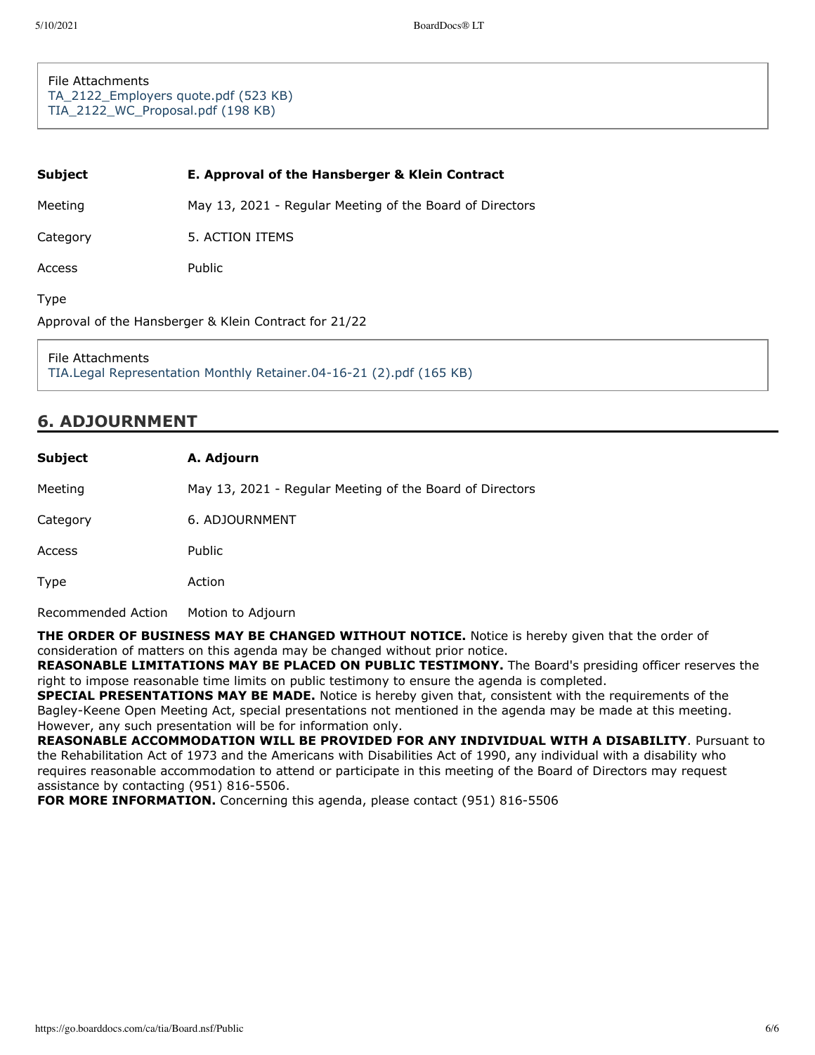File Attachments
TA_2122_Employers quote.pdf (523 KB)
TIA_2122_WC_Proposal.pdf (198 KB)

| | |
|---|---|
| **Subject** | **E. Approval of the Hansberger & Klein Contract** |
| Meeting | May 13, 2021 - Regular Meeting of the Board of Directors |
| Category | 5. ACTION ITEMS |
| Access | Public |
| Type | |

Approval of the Hansberger & Klein Contract for 21/22

File Attachments
TIA.Legal Representation Monthly Retainer.04-16-21 (2).pdf (165 KB)

## 6. ADJOURNMENT

| | |
|---|---|
| **Subject** | **A. Adjourn** |
| Meeting | May 13, 2021 - Regular Meeting of the Board of Directors |
| Category | 6. ADJOURNMENT |
| Access | Public |
| Type | Action |
| Recommended Action | Motion to Adjourn |

**THE ORDER OF BUSINESS MAY BE CHANGED WITHOUT NOTICE.** Notice is hereby given that the order of consideration of matters on this agenda may be changed without prior notice.
**REASONABLE LIMITATIONS MAY BE PLACED ON PUBLIC TESTIMONY.** The Board's presiding officer reserves the right to impose reasonable time limits on public testimony to ensure the agenda is completed.
**SPECIAL PRESENTATIONS MAY BE MADE.** Notice is hereby given that, consistent with the requirements of the Bagley-Keene Open Meeting Act, special presentations not mentioned in the agenda may be made at this meeting. However, any such presentation will be for information only.
**REASONABLE ACCOMMODATION WILL BE PROVIDED FOR ANY INDIVIDUAL WITH A DISABILITY**. Pursuant to the Rehabilitation Act of 1973 and the Americans with Disabilities Act of 1990, any individual with a disability who requires reasonable accommodation to attend or participate in this meeting of the Board of Directors may request assistance by contacting (951) 816-5506.
**FOR MORE INFORMATION.** Concerning this agenda, please contact (951) 816-5506